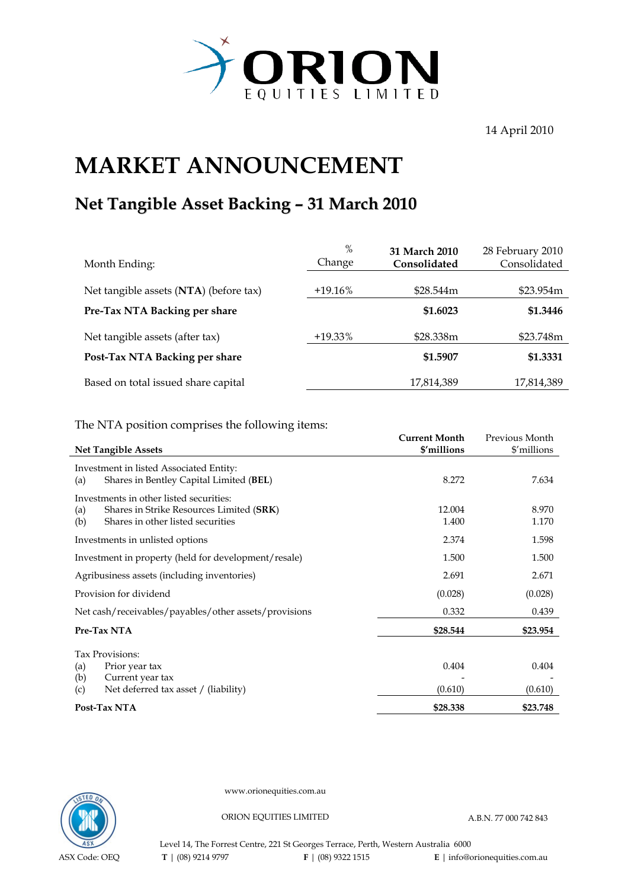# ORION EQUITIES LIMITED

14 April 2010

# MARKET ANNOUNCEMENT

## Net Tangible Asset Backing – 31 March 2010

| Month Ending: | % Change | **31 March 2010 Consolidated** | 28 February 2010 Consolidated |
|---|---|---|---|
| Net tangible assets (**NTA**) (before tax) | +19.16% | $28.544m | $23.954m |
| **Pre-Tax NTA Backing per share** | | **$1.6023** | **$1.3446** |
| Net tangible assets (after tax) | +19.33% | $28.338m | $23.748m |
| **Post-Tax NTA Backing per share** | | **$1.5907** | **$1.3331** |
| Based on total issued share capital | | 17,814,389 | 17,814,389 |

The NTA position comprises the following items:

| **Net Tangible Assets** | **Current Month $'millions** | Previous Month $'millions |
|---|---|---|
| Investment in listed Associated Entity: | | |
| (a) Shares in Bentley Capital Limited (**BEL**) | 8.272 | 7.634 |
| Investments in other listed securities: | | |
| (a) Shares in Strike Resources Limited (**SRK**) | 12.004 | 8.970 |
| (b) Shares in other listed securities | 1.400 | 1.170 |
| Investments in unlisted options | 2.374 | 1.598 |
| Investment in property (held for development/resale) | 1.500 | 1.500 |
| Agribusiness assets (including inventories) | 2.691 | 2.671 |
| Provision for dividend | (0.028) | (0.028) |
| Net cash/receivables/payables/other assets/provisions | 0.332 | 0.439 |
| **Pre-Tax NTA** | **$28.544** | **$23.954** |
| Tax Provisions: | | |
| (a) Prior year tax | 0.404 | 0.404 |
| (b) Current year tax | - | - |
| (c) Net deferred tax asset / (liability) | (0.610) | (0.610) |
| **Post-Tax NTA** | **$28.338** | **$23.748** |

www.orionequities.com.au

ORION EQUITIES LIMITED A.B.N. 77 000 742 843

Level 14, The Forrest Centre, 221 St Georges Terrace, Perth, Western Australia 6000

ASX Code: OEQ **T** | (08) 9214 9797 **F** | (08) 9322 1515 **E** | info@orionequities.com.au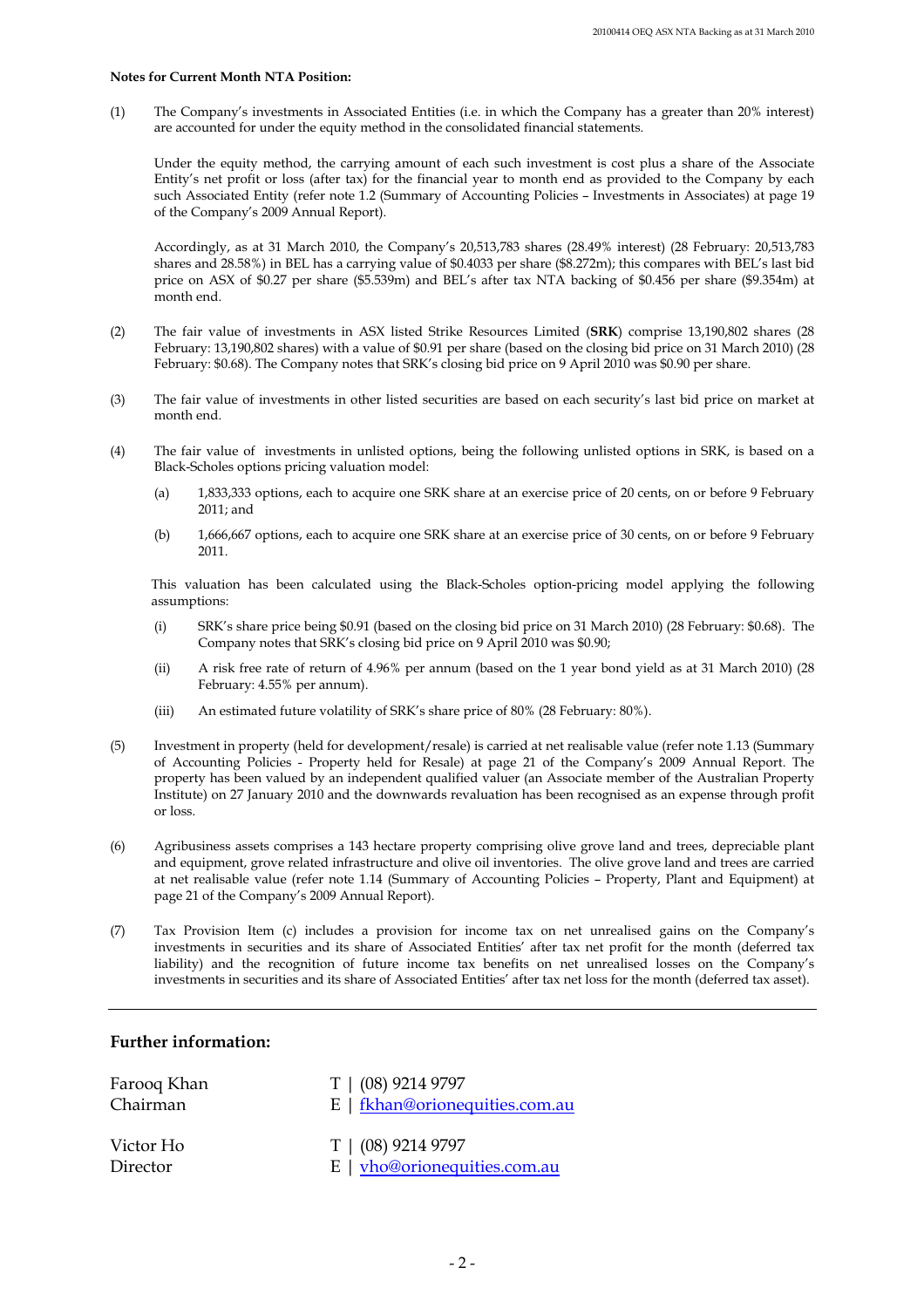**Notes for Current Month NTA Position:**

(1) The Company's investments in Associated Entities (i.e. in which the Company has a greater than 20% interest) are accounted for under the equity method in the consolidated financial statements.

Under the equity method, the carrying amount of each such investment is cost plus a share of the Associate Entity's net profit or loss (after tax) for the financial year to month end as provided to the Company by each such Associated Entity (refer note 1.2 (Summary of Accounting Policies – Investments in Associates) at page 19 of the Company's 2009 Annual Report).

Accordingly, as at 31 March 2010, the Company's 20,513,783 shares (28.49% interest) (28 February: 20,513,783 shares and 28.58%) in BEL has a carrying value of $0.4033 per share ($8.272m); this compares with BEL's last bid price on ASX of $0.27 per share ($5.539m) and BEL's after tax NTA backing of $0.456 per share ($9.354m) at month end.

(2) The fair value of investments in ASX listed Strike Resources Limited (**SRK**) comprise 13,190,802 shares (28 February: 13,190,802 shares) with a value of $0.91 per share (based on the closing bid price on 31 March 2010) (28 February: $0.68). The Company notes that SRK's closing bid price on 9 April 2010 was $0.90 per share.

(3) The fair value of investments in other listed securities are based on each security's last bid price on market at month end.

(4) The fair value of investments in unlisted options, being the following unlisted options in SRK, is based on a Black-Scholes options pricing valuation model:

   (a) 1,833,333 options, each to acquire one SRK share at an exercise price of 20 cents, on or before 9 February 2011; and

   (b) 1,666,667 options, each to acquire one SRK share at an exercise price of 30 cents, on or before 9 February 2011.

This valuation has been calculated using the Black-Scholes option-pricing model applying the following assumptions:

   (i) SRK's share price being $0.91 (based on the closing bid price on 31 March 2010) (28 February: $0.68). The Company notes that SRK's closing bid price on 9 April 2010 was $0.90;

   (ii) A risk free rate of return of 4.96% per annum (based on the 1 year bond yield as at 31 March 2010) (28 February: 4.55% per annum).

   (iii) An estimated future volatility of SRK's share price of 80% (28 February: 80%).

(5) Investment in property (held for development/resale) is carried at net realisable value (refer note 1.13 (Summary of Accounting Policies - Property held for Resale) at page 21 of the Company's 2009 Annual Report. The property has been valued by an independent qualified valuer (an Associate member of the Australian Property Institute) on 27 January 2010 and the downwards revaluation has been recognised as an expense through profit or loss.

(6) Agribusiness assets comprises a 143 hectare property comprising olive grove land and trees, depreciable plant and equipment, grove related infrastructure and olive oil inventories. The olive grove land and trees are carried at net realisable value (refer note 1.14 (Summary of Accounting Policies – Property, Plant and Equipment) at page 21 of the Company's 2009 Annual Report).

(7) Tax Provision Item (c) includes a provision for income tax on net unrealised gains on the Company's investments in securities and its share of Associated Entities' after tax net profit for the month (deferred tax liability) and the recognition of future income tax benefits on net unrealised losses on the Company's investments in securities and its share of Associated Entities' after tax net loss for the month (deferred tax asset).

---

## Further information:

| | |
|---|---|
| Farooq Khan<br>Chairman | T \| (08) 9214 9797<br>E \| fkhan@orionequities.com.au |
| Victor Ho<br>Director | T \| (08) 9214 9797<br>E \| vho@orionequities.com.au |